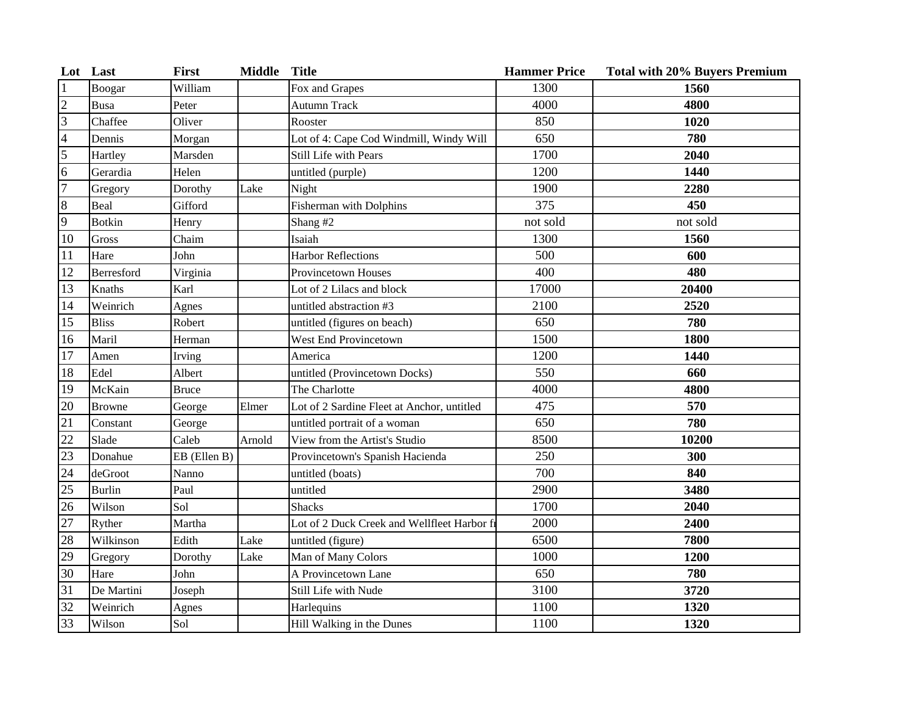| Lot | Last | First | Middle | Title | Hammer Price | Total with 20% Buyers Premium |
|---|---|---|---|---|---|---|
| 1 | Boogar | William | | Fox and Grapes | 1300 | **1560** |
| 2 | Busa | Peter | | Autumn Track | 4000 | **4800** |
| 3 | Chaffee | Oliver | | Rooster | 850 | **1020** |
| 4 | Dennis | Morgan | | Lot of 4: Cape Cod Windmill, Windy Will | 650 | **780** |
| 5 | Hartley | Marsden | | Still Life with Pears | 1700 | **2040** |
| 6 | Gerardia | Helen | | untitled (purple) | 1200 | **1440** |
| 7 | Gregory | Dorothy | Lake | Night | 1900 | **2280** |
| 8 | Beal | Gifford | | Fisherman with Dolphins | 375 | **450** |
| 9 | Botkin | Henry | | Shang #2 | not sold | not sold |
| 10 | Gross | Chaim | | Isaiah | 1300 | **1560** |
| 11 | Hare | John | | Harbor Reflections | 500 | **600** |
| 12 | Berresford | Virginia | | Provincetown Houses | 400 | **480** |
| 13 | Knaths | Karl | | Lot of 2 Lilacs and block | 17000 | **20400** |
| 14 | Weinrich | Agnes | | untitled abstraction #3 | 2100 | **2520** |
| 15 | Bliss | Robert | | untitled (figures on beach) | 650 | **780** |
| 16 | Maril | Herman | | West End Provincetown | 1500 | **1800** |
| 17 | Amen | Irving | | America | 1200 | **1440** |
| 18 | Edel | Albert | | untitled (Provincetown Docks) | 550 | **660** |
| 19 | McKain | Bruce | | The Charlotte | 4000 | **4800** |
| 20 | Browne | George | Elmer | Lot of 2 Sardine Fleet at Anchor, untitled | 475 | **570** |
| 21 | Constant | George | | untitled portrait of a woman | 650 | **780** |
| 22 | Slade | Caleb | Arnold | View from the Artist's Studio | 8500 | **10200** |
| 23 | Donahue | EB (Ellen B) | | Provincetown's Spanish Hacienda | 250 | **300** |
| 24 | deGroot | Nanno | | untitled (boats) | 700 | **840** |
| 25 | Burlin | Paul | | untitled | 2900 | **3480** |
| 26 | Wilson | Sol | | Shacks | 1700 | **2040** |
| 27 | Ryther | Martha | | Lot of 2 Duck Creek and Wellfleet Harbor fr | 2000 | **2400** |
| 28 | Wilkinson | Edith | Lake | untitled (figure) | 6500 | **7800** |
| 29 | Gregory | Dorothy | Lake | Man of Many Colors | 1000 | **1200** |
| 30 | Hare | John | | A Provincetown Lane | 650 | **780** |
| 31 | De Martini | Joseph | | Still Life with Nude | 3100 | **3720** |
| 32 | Weinrich | Agnes | | Harlequins | 1100 | **1320** |
| 33 | Wilson | Sol | | Hill Walking in the Dunes | 1100 | **1320** |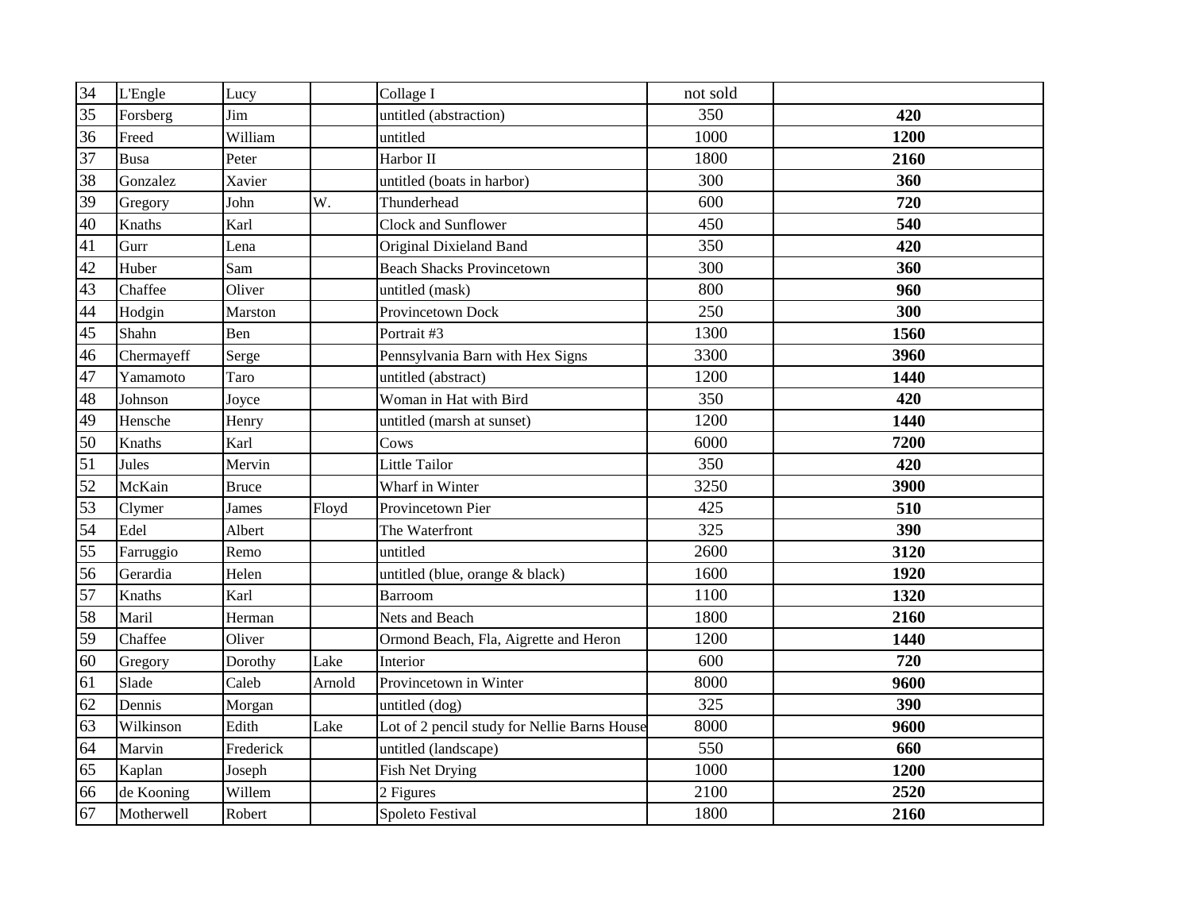| | | | | | | |
|---|---|---|---|---|---|---|
| 34 | L'Engle | Lucy | | Collage I | not sold | |
| 35 | Forsberg | Jim | | untitled (abstraction) | 350 | **420** |
| 36 | Freed | William | | untitled | 1000 | **1200** |
| 37 | Busa | Peter | | Harbor II | 1800 | **2160** |
| 38 | Gonzalez | Xavier | | untitled (boats in harbor) | 300 | **360** |
| 39 | Gregory | John | W. | Thunderhead | 600 | **720** |
| 40 | Knaths | Karl | | Clock and Sunflower | 450 | **540** |
| 41 | Gurr | Lena | | Original Dixieland Band | 350 | **420** |
| 42 | Huber | Sam | | Beach Shacks Provincetown | 300 | **360** |
| 43 | Chaffee | Oliver | | untitled (mask) | 800 | **960** |
| 44 | Hodgin | Marston | | Provincetown Dock | 250 | **300** |
| 45 | Shahn | Ben | | Portrait #3 | 1300 | **1560** |
| 46 | Chermayeff | Serge | | Pennsylvania Barn with Hex Signs | 3300 | **3960** |
| 47 | Yamamoto | Taro | | untitled (abstract) | 1200 | **1440** |
| 48 | Johnson | Joyce | | Woman in Hat with Bird | 350 | **420** |
| 49 | Hensche | Henry | | untitled (marsh at sunset) | 1200 | **1440** |
| 50 | Knaths | Karl | | Cows | 6000 | **7200** |
| 51 | Jules | Mervin | | Little Tailor | 350 | **420** |
| 52 | McKain | Bruce | | Wharf in Winter | 3250 | **3900** |
| 53 | Clymer | James | Floyd | Provincetown Pier | 425 | **510** |
| 54 | Edel | Albert | | The Waterfront | 325 | **390** |
| 55 | Farruggio | Remo | | untitled | 2600 | **3120** |
| 56 | Gerardia | Helen | | untitled (blue, orange & black) | 1600 | **1920** |
| 57 | Knaths | Karl | | Barroom | 1100 | **1320** |
| 58 | Maril | Herman | | Nets and Beach | 1800 | **2160** |
| 59 | Chaffee | Oliver | | Ormond Beach, Fla, Aigrette and Heron | 1200 | **1440** |
| 60 | Gregory | Dorothy | Lake | Interior | 600 | **720** |
| 61 | Slade | Caleb | Arnold | Provincetown in Winter | 8000 | **9600** |
| 62 | Dennis | Morgan | | untitled (dog) | 325 | **390** |
| 63 | Wilkinson | Edith | Lake | Lot of 2 pencil study for Nellie Barns House | 8000 | **9600** |
| 64 | Marvin | Frederick | | untitled (landscape) | 550 | **660** |
| 65 | Kaplan | Joseph | | Fish Net Drying | 1000 | **1200** |
| 66 | de Kooning | Willem | | 2 Figures | 2100 | **2520** |
| 67 | Motherwell | Robert | | Spoleto Festival | 1800 | **2160** |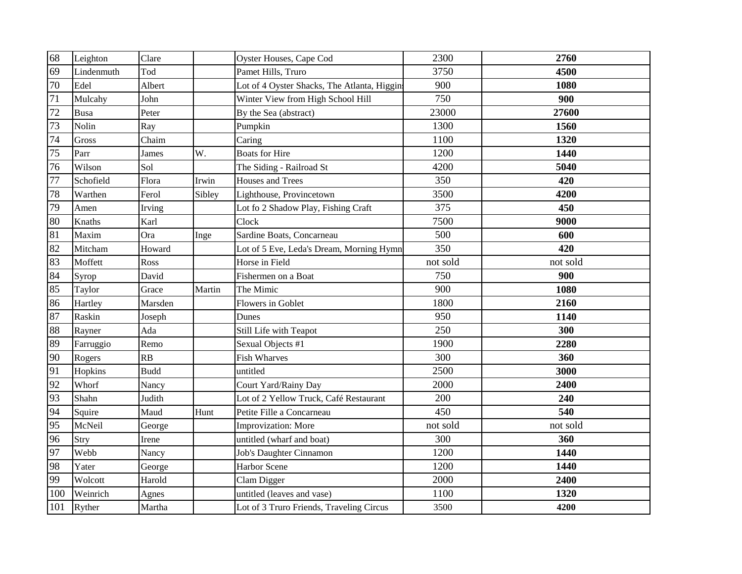| | | | | | | |
|---|---|---|---|---|---|---|
| 68 | Leighton | Clare | | Oyster Houses, Cape Cod | 2300 | **2760** |
| 69 | Lindenmuth | Tod | | Pamet Hills, Truro | 3750 | **4500** |
| 70 | Edel | Albert | | Lot of 4 Oyster Shacks, The Atlanta, Higgin | 900 | **1080** |
| 71 | Mulcahy | John | | Winter View from High School Hill | 750 | **900** |
| 72 | Busa | Peter | | By the Sea (abstract) | 23000 | **27600** |
| 73 | Nolin | Ray | | Pumpkin | 1300 | **1560** |
| 74 | Gross | Chaim | | Caring | 1100 | **1320** |
| 75 | Parr | James | W. | Boats for Hire | 1200 | **1440** |
| 76 | Wilson | Sol | | The Siding - Railroad St | 4200 | **5040** |
| 77 | Schofield | Flora | Irwin | Houses and Trees | 350 | **420** |
| 78 | Warthen | Ferol | Sibley | Lighthouse, Provincetown | 3500 | **4200** |
| 79 | Amen | Irving | | Lot fo 2 Shadow Play, Fishing Craft | 375 | **450** |
| 80 | Knaths | Karl | | Clock | 7500 | **9000** |
| 81 | Maxim | Ora | Inge | Sardine Boats, Concarneau | 500 | **600** |
| 82 | Mitcham | Howard | | Lot of 5 Eve, Leda's Dream, Morning Hymn | 350 | **420** |
| 83 | Moffett | Ross | | Horse in Field | not sold | not sold |
| 84 | Syrop | David | | Fishermen on a Boat | 750 | **900** |
| 85 | Taylor | Grace | Martin | The Mimic | 900 | **1080** |
| 86 | Hartley | Marsden | | Flowers in Goblet | 1800 | **2160** |
| 87 | Raskin | Joseph | | Dunes | 950 | **1140** |
| 88 | Rayner | Ada | | Still Life with Teapot | 250 | **300** |
| 89 | Farruggio | Remo | | Sexual Objects #1 | 1900 | **2280** |
| 90 | Rogers | RB | | Fish Wharves | 300 | **360** |
| 91 | Hopkins | Budd | | untitled | 2500 | **3000** |
| 92 | Whorf | Nancy | | Court Yard/Rainy Day | 2000 | **2400** |
| 93 | Shahn | Judith | | Lot of 2 Yellow Truck, Café Restaurant | 200 | **240** |
| 94 | Squire | Maud | Hunt | Petite Fille a Concarneau | 450 | **540** |
| 95 | McNeil | George | | Improvization: More | not sold | not sold |
| 96 | Stry | Irene | | untitled (wharf and boat) | 300 | **360** |
| 97 | Webb | Nancy | | Job's Daughter Cinnamon | 1200 | **1440** |
| 98 | Yater | George | | Harbor Scene | 1200 | **1440** |
| 99 | Wolcott | Harold | | Clam Digger | 2000 | **2400** |
| 100 | Weinrich | Agnes | | untitled (leaves and vase) | 1100 | **1320** |
| 101 | Ryther | Martha | | Lot of 3 Truro Friends, Traveling Circus | 3500 | **4200** |